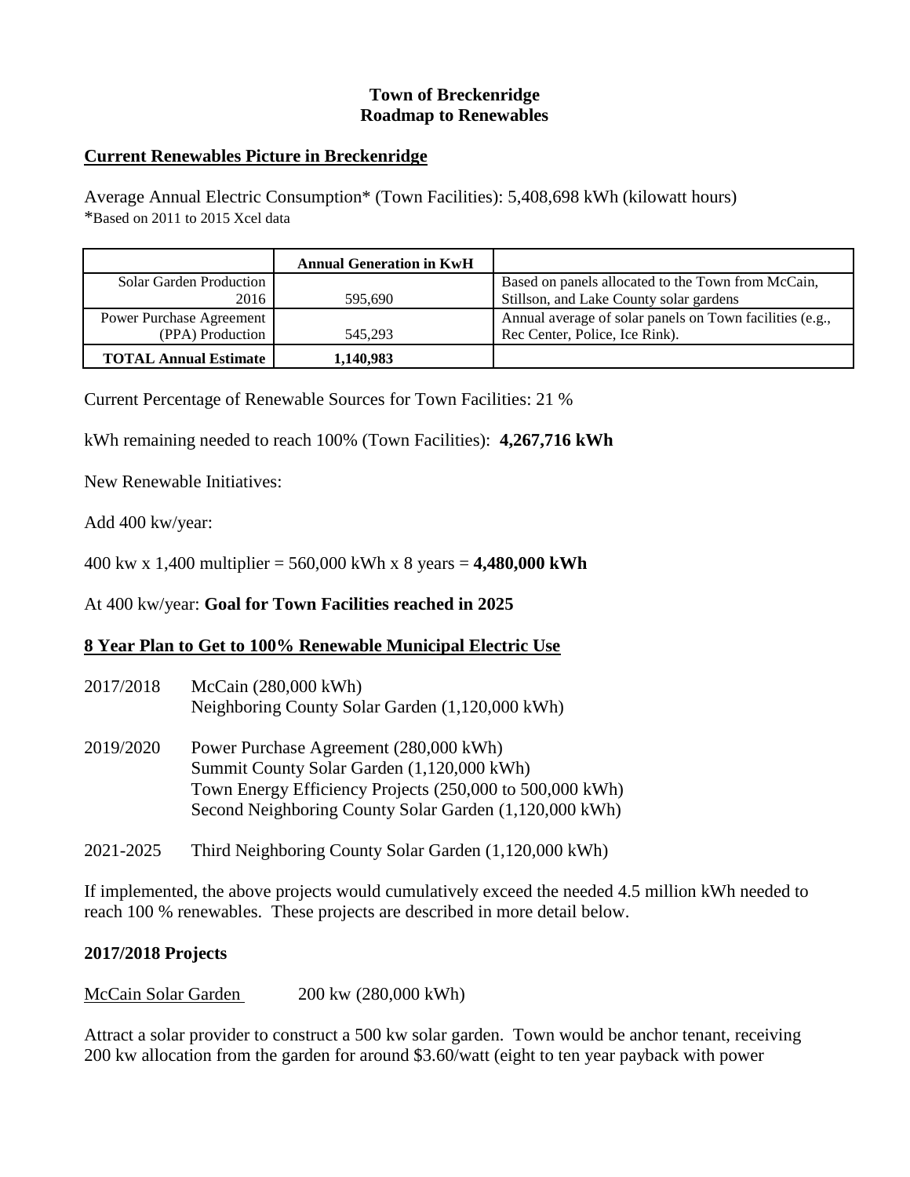**Town of Breckenridge**
**Roadmap to Renewables**

## Current Renewables Picture in Breckenridge

Average Annual Electric Consumption* (Town Facilities): 5,408,698 kWh (kilowatt hours)
*Based on 2011 to 2015 Xcel data

| | Annual Generation in KwH | |
|---|---|---|
| Solar Garden Production 2016 | 595,690 | Based on panels allocated to the Town from McCain, Stillson, and Lake County solar gardens |
| Power Purchase Agreement (PPA) Production | 545,293 | Annual average of solar panels on Town facilities (e.g., Rec Center, Police, Ice Rink). |
| **TOTAL Annual Estimate** | **1,140,983** | |

Current Percentage of Renewable Sources for Town Facilities: 21 %

kWh remaining needed to reach 100% (Town Facilities): **4,267,716 kWh**

New Renewable Initiatives:

Add 400 kw/year:

400 kw x 1,400 multiplier = 560,000 kWh x 8 years = **4,480,000 kWh**

At 400 kw/year: **Goal for Town Facilities reached in 2025**

## 8 Year Plan to Get to 100% Renewable Municipal Electric Use

2017/2018
- McCain (280,000 kWh)
- Neighboring County Solar Garden (1,120,000 kWh)

2019/2020
- Power Purchase Agreement (280,000 kWh)
- Summit County Solar Garden (1,120,000 kWh)
- Town Energy Efficiency Projects (250,000 to 500,000 kWh)
- Second Neighboring County Solar Garden (1,120,000 kWh)

2021-2025
- Third Neighboring County Solar Garden (1,120,000 kWh)

If implemented, the above projects would cumulatively exceed the needed 4.5 million kWh needed to reach 100 % renewables. These projects are described in more detail below.

### 2017/2018 Projects

McCain Solar Garden 200 kw (280,000 kWh)

Attract a solar provider to construct a 500 kw solar garden. Town would be anchor tenant, receiving 200 kw allocation from the garden for around $3.60/watt (eight to ten year payback with power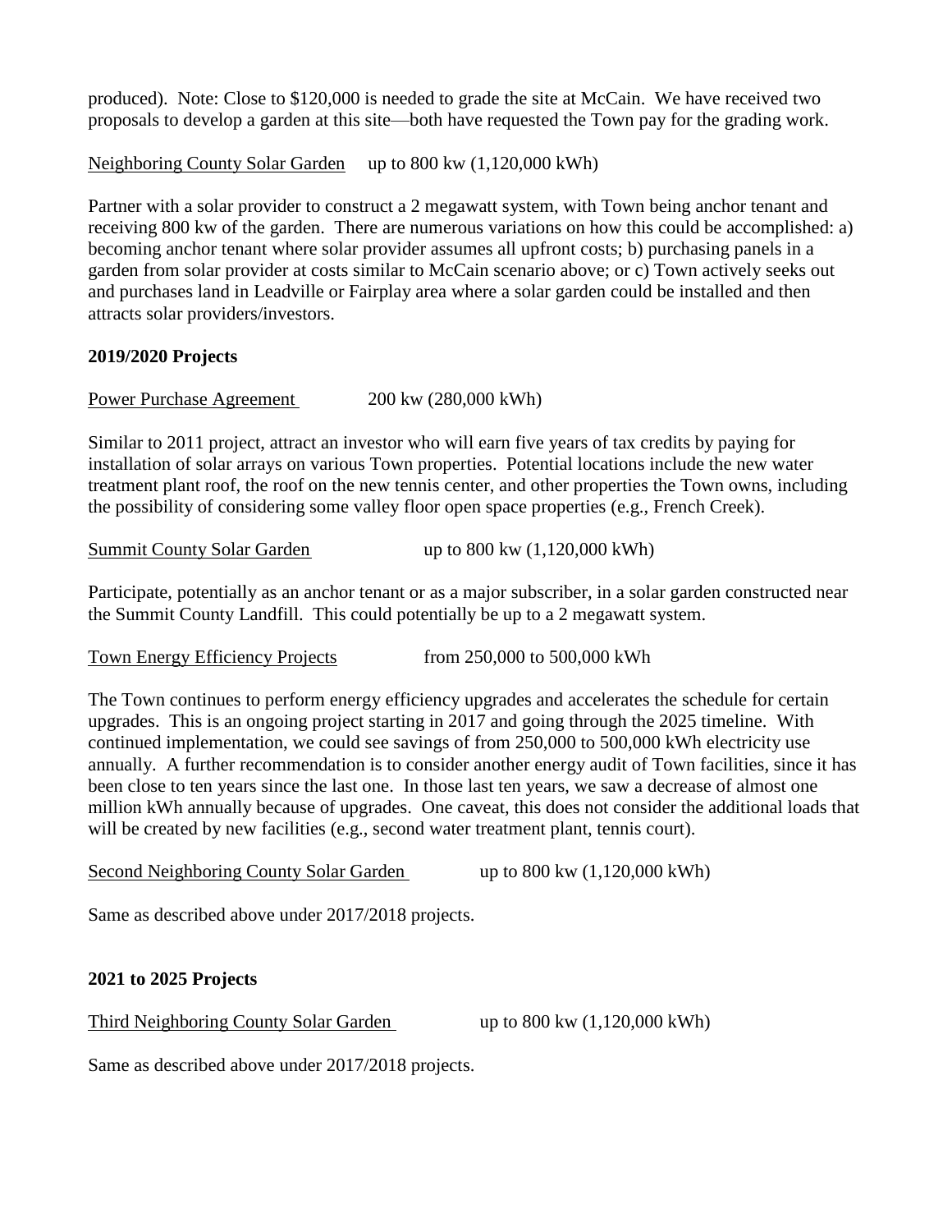produced). Note: Close to $120,000 is needed to grade the site at McCain. We have received two proposals to develop a garden at this site—both have requested the Town pay for the grading work.

Neighboring County Solar Garden up to 800 kw (1,120,000 kWh)

Partner with a solar provider to construct a 2 megawatt system, with Town being anchor tenant and receiving 800 kw of the garden. There are numerous variations on how this could be accomplished: a) becoming anchor tenant where solar provider assumes all upfront costs; b) purchasing panels in a garden from solar provider at costs similar to McCain scenario above; or c) Town actively seeks out and purchases land in Leadville or Fairplay area where a solar garden could be installed and then attracts solar providers/investors.

**2019/2020 Projects**

Power Purchase Agreement 200 kw (280,000 kWh)

Similar to 2011 project, attract an investor who will earn five years of tax credits by paying for installation of solar arrays on various Town properties. Potential locations include the new water treatment plant roof, the roof on the new tennis center, and other properties the Town owns, including the possibility of considering some valley floor open space properties (e.g., French Creek).

Summit County Solar Garden up to 800 kw (1,120,000 kWh)

Participate, potentially as an anchor tenant or as a major subscriber, in a solar garden constructed near the Summit County Landfill. This could potentially be up to a 2 megawatt system.

Town Energy Efficiency Projects from 250,000 to 500,000 kWh

The Town continues to perform energy efficiency upgrades and accelerates the schedule for certain upgrades. This is an ongoing project starting in 2017 and going through the 2025 timeline. With continued implementation, we could see savings of from 250,000 to 500,000 kWh electricity use annually. A further recommendation is to consider another energy audit of Town facilities, since it has been close to ten years since the last one. In those last ten years, we saw a decrease of almost one million kWh annually because of upgrades. One caveat, this does not consider the additional loads that will be created by new facilities (e.g., second water treatment plant, tennis court).

Second Neighboring County Solar Garden up to 800 kw (1,120,000 kWh)

Same as described above under 2017/2018 projects.

**2021 to 2025 Projects**

Third Neighboring County Solar Garden up to 800 kw (1,120,000 kWh)

Same as described above under 2017/2018 projects.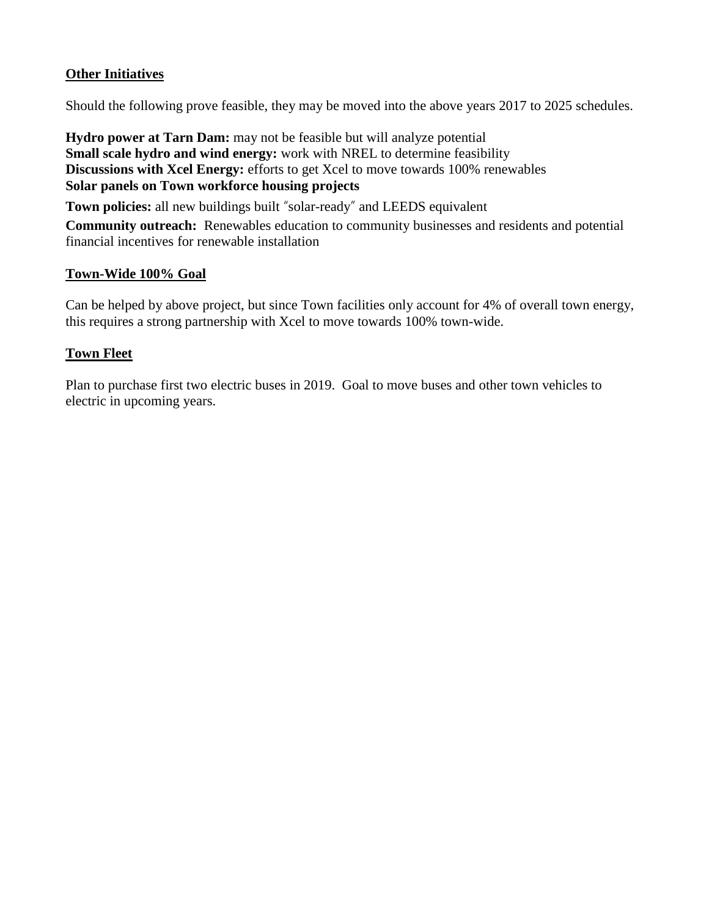**Other Initiatives**

Should the following prove feasible, they may be moved into the above years 2017 to 2025 schedules.

**Hydro power at Tarn Dam:** may not be feasible but will analyze potential
**Small scale hydro and wind energy:** work with NREL to determine feasibility
**Discussions with Xcel Energy:** efforts to get Xcel to move towards 100% renewables
**Solar panels on Town workforce housing projects**

**Town policies:** all new buildings built ʺsolar-readyʺ and LEEDS equivalent

**Community outreach:** Renewables education to community businesses and residents and potential financial incentives for renewable installation

**Town-Wide 100% Goal**

Can be helped by above project, but since Town facilities only account for 4% of overall town energy, this requires a strong partnership with Xcel to move towards 100% town-wide.

**Town Fleet**

Plan to purchase first two electric buses in 2019. Goal to move buses and other town vehicles to electric in upcoming years.